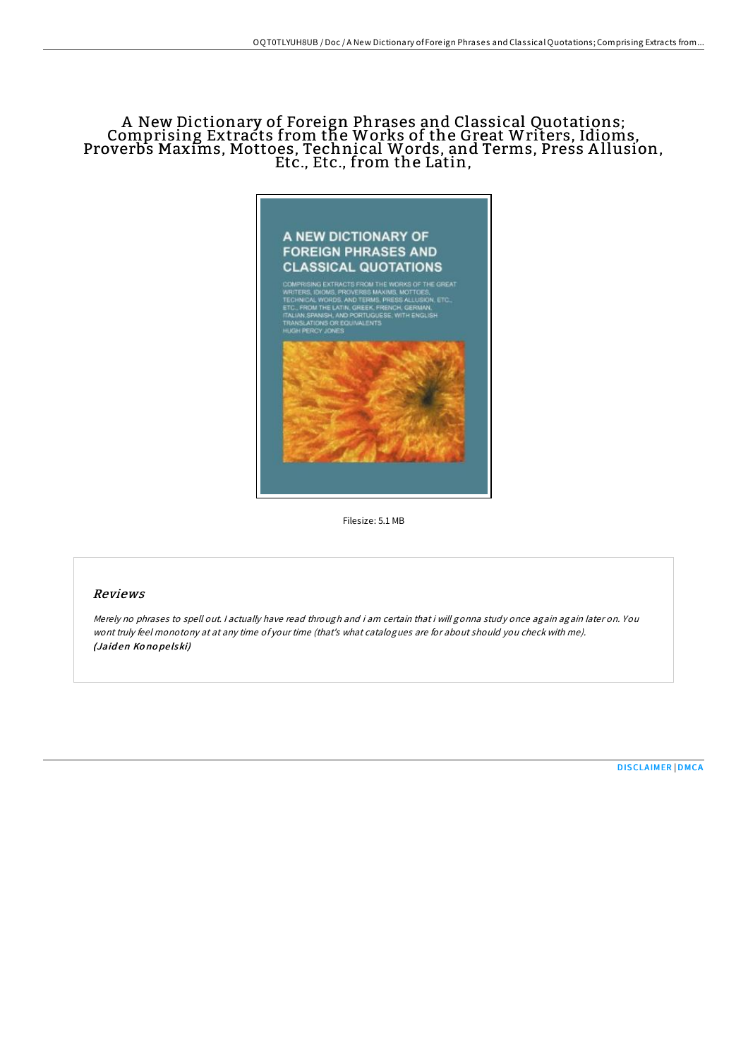# A New Dictionary of Foreign Phrases and Classical Quotations; Comprising Extracts from the Works of the Great Writers, Idioms, Proverbs Maxims, Mottoes, Technical Words, and Terms, Press Allusion, Etc., Etc., from the Latin,

Filesize: 5.1 MB

## Reviews

*Merely no phrases to spell out. I actually have read through and i am certain that i will gonna study once again again later on. You wont truly feel monotony at at any time of your time (that's what catalogues are for about should you check with me).*
*(Jaiden Konopelski)*

DISCLAIMER | DMCA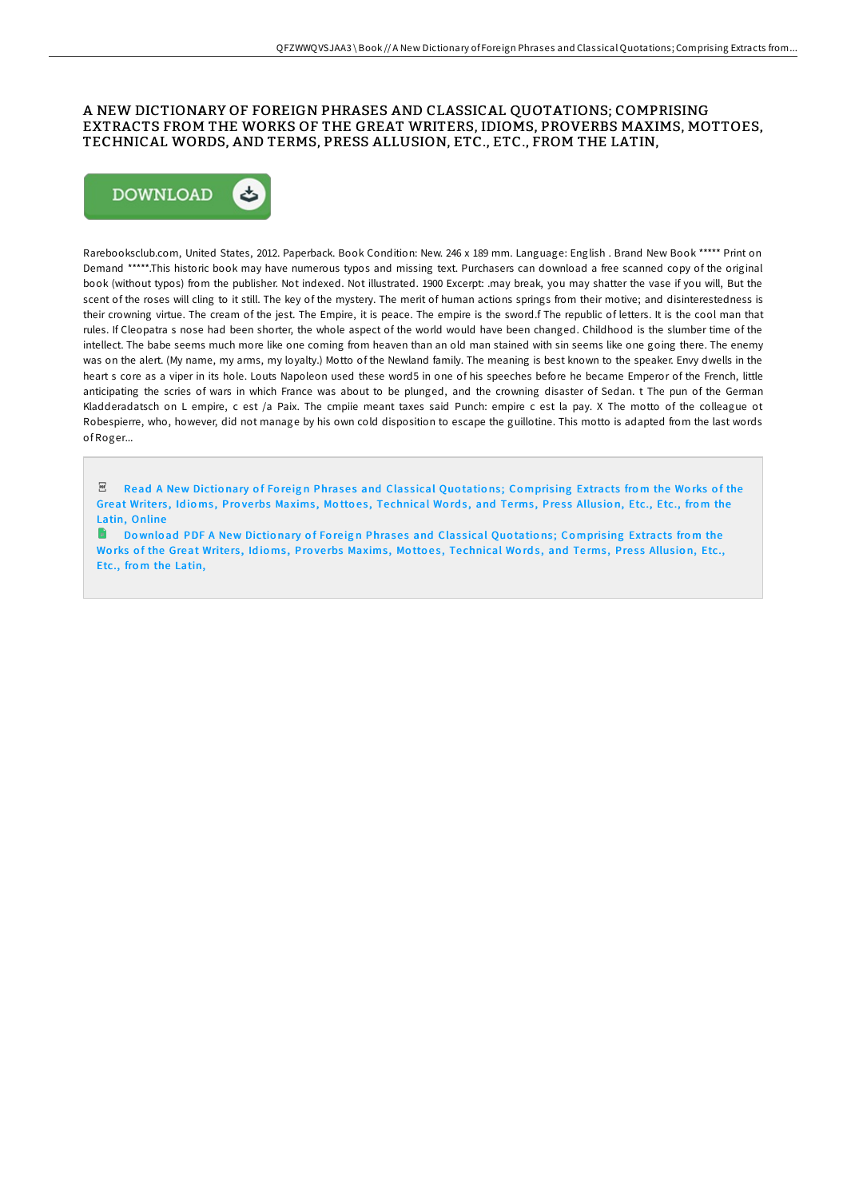# A NEW DICTIONARY OF FOREIGN PHRASES AND CLASSICAL QUOTATIONS; COMPRISING EXTRACTS FROM THE WORKS OF THE GREAT WRITERS, IDIOMS, PROVERBS MAXIMS, MOTTOES, TECHNICAL WORDS, AND TERMS, PRESS ALLUSION, ETC., ETC., FROM THE LATIN,

DOWNLOAD

Rarebooksclub.com, United States, 2012. Paperback. Book Condition: New. 246 x 189 mm. Language: English . Brand New Book ***** Print on Demand *****.This historic book may have numerous typos and missing text. Purchasers can download a free scanned copy of the original book (without typos) from the publisher. Not indexed. Not illustrated. 1900 Excerpt: .may break, you may shatter the vase if you will, But the scent of the roses will cling to it still. The key of the mystery. The merit of human actions springs from their motive; and disinterestedness is their crowning virtue. The cream of the jest. The Empire, it is peace. The empire is the sword.f The republic of letters. It is the cool man that rules. If Cleopatra s nose had been shorter, the whole aspect of the world would have been changed. Childhood is the slumber time of the intellect. The babe seems much more like one coming from heaven than an old man stained with sin seems like one going there. The enemy was on the alert. (My name, my arms, my loyalty.) Motto of the Newland family. The meaning is best known to the speaker. Envy dwells in the heart s core as a viper in its hole. Louts Napoleon used these word5 in one of his speeches before he became Emperor of the French, little anticipating the scries of wars in which France was about to be plunged, and the crowning disaster of Sedan. t The pun of the German Kladderadatsch on L empire, c est /a Paix. The cmpiie meant taxes said Punch: empire c est la pay. X The motto of the colleague ot Robespierre, who, however, did not manage by his own cold disposition to escape the guillotine. This motto is adapted from the last words of Roger...

Read A New Dictionary of Foreign Phrases and Classical Quotations; Comprising Extracts from the Works of the Great Writers, Idioms, Proverbs Maxims, Mottoes, Technical Words, and Terms, Press Allusion, Etc., Etc., from the Latin, Online

Download PDF A New Dictionary of Foreign Phrases and Classical Quotations; Comprising Extracts from the Works of the Great Writers, Idioms, Proverbs Maxims, Mottoes, Technical Words, and Terms, Press Allusion, Etc., Etc., from the Latin,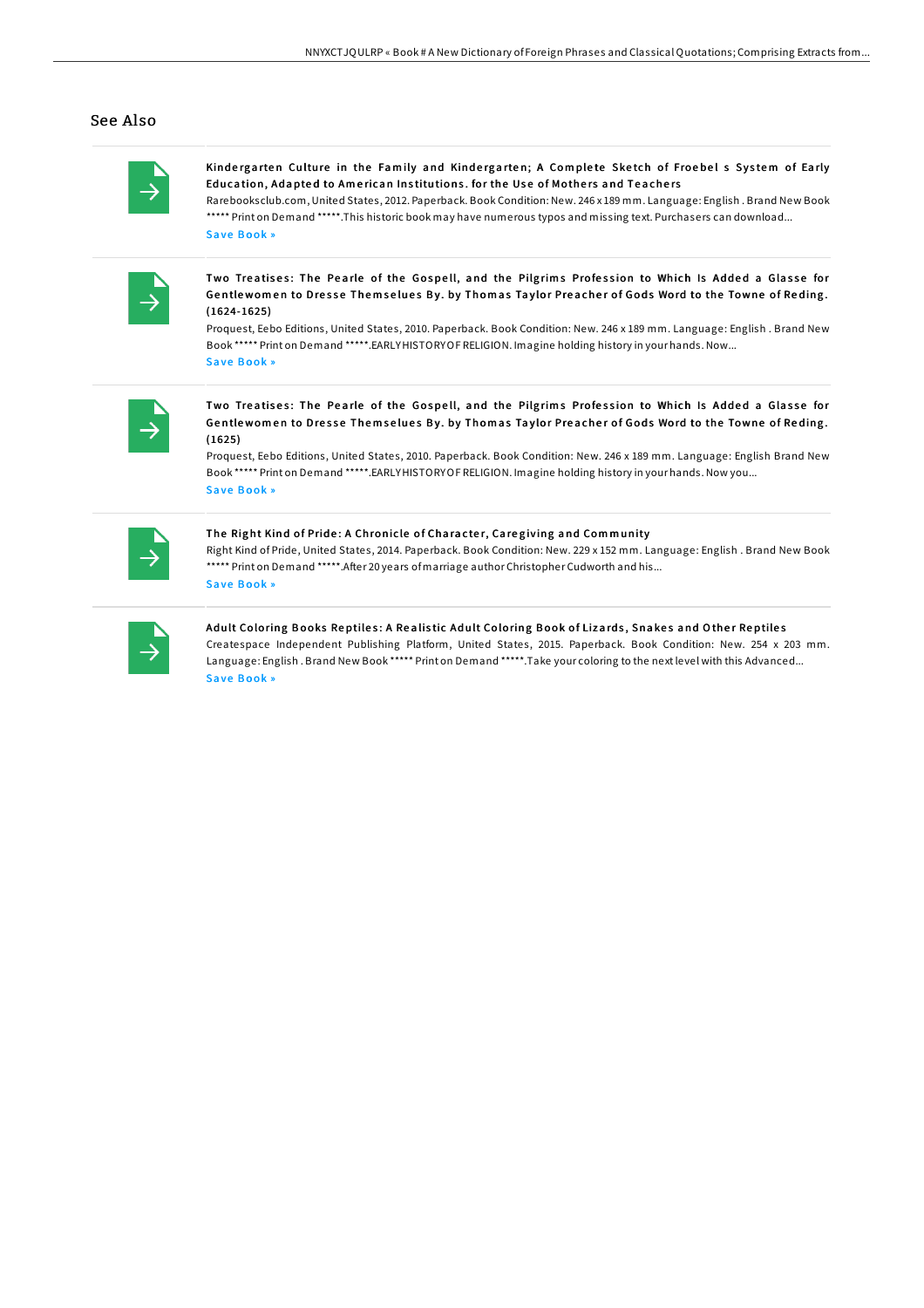## See Also

**Kindergarten Culture in the Family and Kindergarten; A Complete Sketch of Froebel s System of Early Education, Adapted to American Institutions. for the Use of Mothers and Teachers**

Rarebooksclub.com, United States, 2012. Paperback. Book Condition: New. 246 x 189 mm. Language: English . Brand New Book ***** Print on Demand *****.This historic book may have numerous typos and missing text. Purchasers can download...

Save Book »

**Two Treatises: The Pearle of the Gospell, and the Pilgrims Profession to Which Is Added a Glasse for Gentlewomen to Dresse Themselues By. by Thomas Taylor Preacher of Gods Word to the Towne of Reding. (1624-1625)**

Proquest, Eebo Editions, United States, 2010. Paperback. Book Condition: New. 246 x 189 mm. Language: English . Brand New Book ***** Print on Demand *****.EARLY HISTORY OF RELIGION. Imagine holding history in your hands. Now...

Save Book »

**Two Treatises: The Pearle of the Gospell, and the Pilgrims Profession to Which Is Added a Glasse for Gentlewomen to Dresse Themselues By. by Thomas Taylor Preacher of Gods Word to the Towne of Reding. (1625)**

Proquest, Eebo Editions, United States, 2010. Paperback. Book Condition: New. 246 x 189 mm. Language: English Brand New Book ***** Print on Demand *****.EARLY HISTORY OF RELIGION. Imagine holding history in your hands. Now you...

Save Book »

**The Right Kind of Pride: A Chronicle of Character, Caregiving and Community**

Right Kind of Pride, United States, 2014. Paperback. Book Condition: New. 229 x 152 mm. Language: English . Brand New Book ***** Print on Demand *****.After 20 years of marriage author Christopher Cudworth and his...

Save Book »

**Adult Coloring Books Reptiles: A Realistic Adult Coloring Book of Lizards, Snakes and Other Reptiles**

Createspace Independent Publishing Platform, United States, 2015. Paperback. Book Condition: New. 254 x 203 mm. Language: English . Brand New Book ***** Print on Demand *****.Take your coloring to the next level with this Advanced...

Save Book »